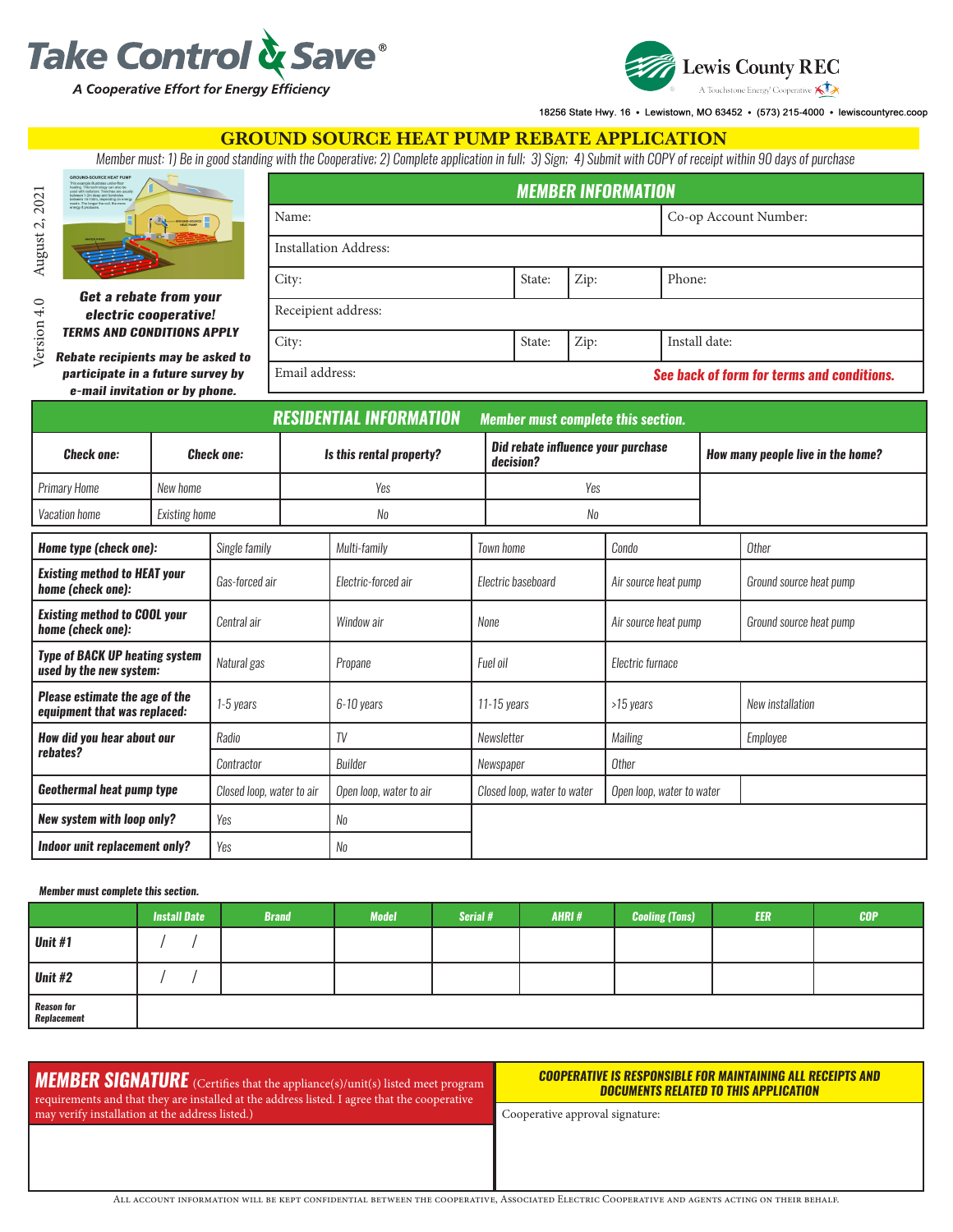# Take Control & Save®

*A Cooperative Effort for Energy Efficiency*

**Lewis County REC**
A Touchstone Energy® Cooperative

18256 State Hwy. 16 • Lewistown, MO 63452 • (573) 215-4000 • lewiscountyrec.coop

## GROUND SOURCE HEAT PUMP REBATE APPLICATION

*Member must: 1) Be in good standing with the Cooperative; 2) Complete application in full; 3) Sign; 4) Submit with COPY of receipt within 90 days of purchase*

August 2, 2021

Version 4.0

***Get a rebate from your electric cooperative!***
***TERMS AND CONDITIONS APPLY***

***Rebate recipients may be asked to participate in a future survey by e-mail invitation or by phone.***

### MEMBER INFORMATION

| | | | |
|---|---|---|---|
| Name: | | | Co-op Account Number: |
| Installation Address: | | | |
| City: | State: | Zip: | Phone: |
| Receipient address: | | | |
| City: | State: | Zip: | Install date: |
| Email address: | | | **See back of form for terms and conditions.** |

### RESIDENTIAL INFORMATION — *Member must complete this section.*

| Check one: | Check one: | Is this rental property? | Did rebate influence your purchase decision? | How many people live in the home? |
|---|---|---|---|---|
| Primary Home | New home | Yes | Yes | |
| Vacation home | Existing home | No | No | |

| | | | | | |
|---|---|---|---|---|---|
| **Home type (check one):** | Single family | Multi-family | Town home | Condo | Other |
| **Existing method to HEAT your home (check one):** | Gas-forced air | Electric-forced air | Electric baseboard | Air source heat pump | Ground source heat pump |
| **Existing method to COOL your home (check one):** | Central air | Window air | None | Air source heat pump | Ground source heat pump |
| **Type of BACK UP heating system used by the new system:** | Natural gas | Propane | Fuel oil | Electric furnace | |
| **Please estimate the age of the equipment that was replaced:** | 1-5 years | 6-10 years | 11-15 years | >15 years | New installation |
| **How did you hear about our rebates?** | Radio | TV | Newsletter | Mailing | Employee |
| | Contractor | Builder | Newspaper | Other | |
| **Geothermal heat pump type** | Closed loop, water to air | Open loop, water to air | Closed loop, water to water | Open loop, water to water | |
| **New system with loop only?** | Yes | No | | | |
| **Indoor unit replacement only?** | Yes | No | | | |

***Member must complete this section.***

| | Install Date | Brand | Model | Serial # | AHRI # | Cooling (Tons) | EER | COP |
|---|---|---|---|---|---|---|---|---|
| **Unit #1** | / / | | | | | | | |
| **Unit #2** | / / | | | | | | | |
| **Reason for Replacement** | | | | | | | | |

### MEMBER SIGNATURE

(Certifies that the appliance(s)/unit(s) listed meet program requirements and that they are installed at the address listed. I agree that the cooperative may verify installation at the address listed.)

**COOPERATIVE IS RESPONSIBLE FOR MAINTAINING ALL RECEIPTS AND DOCUMENTS RELATED TO THIS APPLICATION**

Cooperative approval signature:

All account information will be kept confidential between the cooperative, Associated Electric Cooperative and agents acting on their behalf.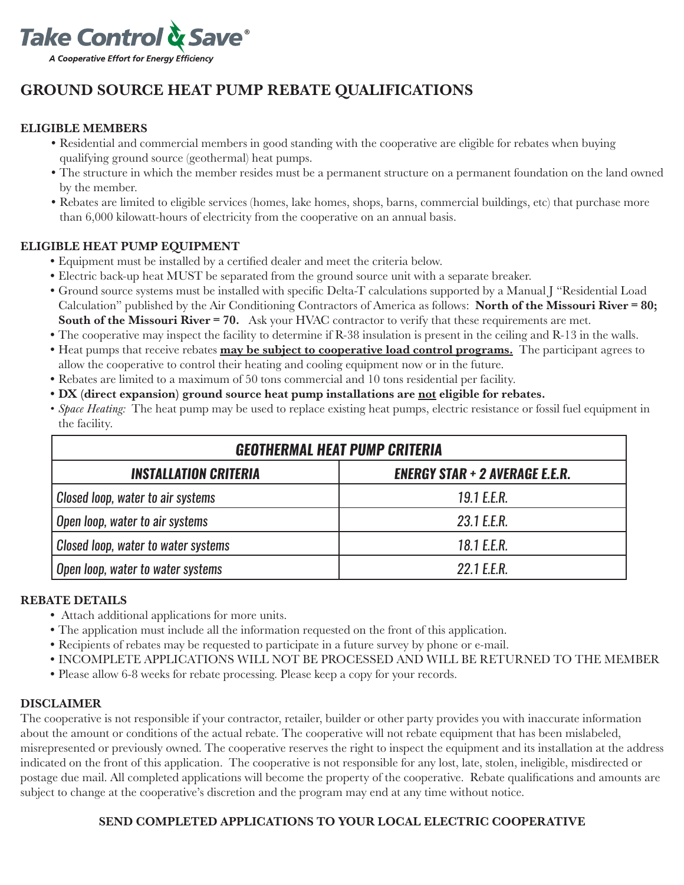**Take Control & Save**®

*A Cooperative Effort for Energy Efficiency*

# GROUND SOURCE HEAT PUMP REBATE QUALIFICATIONS

### ELIGIBLE MEMBERS

- Residential and commercial members in good standing with the cooperative are eligible for rebates when buying qualifying ground source (geothermal) heat pumps.
- The structure in which the member resides must be a permanent structure on a permanent foundation on the land owned by the member.
- Rebates are limited to eligible services (homes, lake homes, shops, barns, commercial buildings, etc) that purchase more than 6,000 kilowatt-hours of electricity from the cooperative on an annual basis.

### ELIGIBLE HEAT PUMP EQUIPMENT

- Equipment must be installed by a certified dealer and meet the criteria below.
- Electric back-up heat MUST be separated from the ground source unit with a separate breaker.
- Ground source systems must be installed with specific Delta-T calculations supported by a Manual J "Residential Load Calculation" published by the Air Conditioning Contractors of America as follows: **North of the Missouri River = 80; South of the Missouri River = 70.** Ask your HVAC contractor to verify that these requirements are met.
- The cooperative may inspect the facility to determine if R-38 insulation is present in the ceiling and R-13 in the walls.
- Heat pumps that receive rebates **<u>may be subject to cooperative load control programs.</u>** The participant agrees to allow the cooperative to control their heating and cooling equipment now or in the future.
- Rebates are limited to a maximum of 50 tons commercial and 10 tons residential per facility.
- **DX (direct expansion) ground source heat pump installations are <u>not</u> eligible for rebates.**
- *Space Heating:* The heat pump may be used to replace existing heat pumps, electric resistance or fossil fuel equipment in the facility.

| *GEOTHERMAL HEAT PUMP CRITERIA* | |
|---|---|
| ***INSTALLATION CRITERIA*** | ***ENERGY STAR + 2 AVERAGE E.E.R.*** |
| *Closed loop, water to air systems* | *19.1 E.E.R.* |
| *Open loop, water to air systems* | *23.1 E.E.R.* |
| *Closed loop, water to water systems* | *18.1 E.E.R.* |
| *Open loop, water to water systems* | *22.1 E.E.R.* |

### REBATE DETAILS

- Attach additional applications for more units.
- The application must include all the information requested on the front of this application.
- Recipients of rebates may be requested to participate in a future survey by phone or e-mail.
- INCOMPLETE APPLICATIONS WILL NOT BE PROCESSED AND WILL BE RETURNED TO THE MEMBER
- Please allow 6-8 weeks for rebate processing. Please keep a copy for your records.

### DISCLAIMER

The cooperative is not responsible if your contractor, retailer, builder or other party provides you with inaccurate information about the amount or conditions of the actual rebate. The cooperative will not rebate equipment that has been mislabeled, misrepresented or previously owned. The cooperative reserves the right to inspect the equipment and its installation at the address indicated on the front of this application. The cooperative is not responsible for any lost, late, stolen, ineligible, misdirected or postage due mail. All completed applications will become the property of the cooperative. Rebate qualifications and amounts are subject to change at the cooperative's discretion and the program may end at any time without notice.

**SEND COMPLETED APPLICATIONS TO YOUR LOCAL ELECTRIC COOPERATIVE**